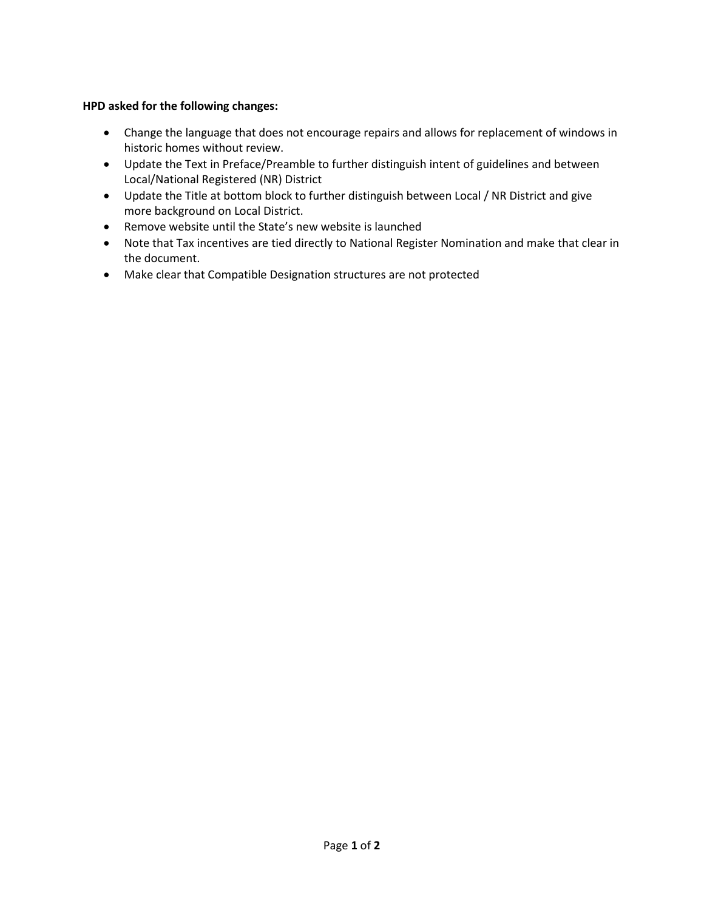**HPD asked for the following changes:**

- Change the language that does not encourage repairs and allows for replacement of windows in historic homes without review.
- Update the Text in Preface/Preamble to further distinguish intent of guidelines and between Local/National Registered (NR) District
- Update the Title at bottom block to further distinguish between Local / NR District and give more background on Local District.
- Remove website until the State's new website is launched
- Note that Tax incentives are tied directly to National Register Nomination and make that clear in the document.
- Make clear that Compatible Designation structures are not protected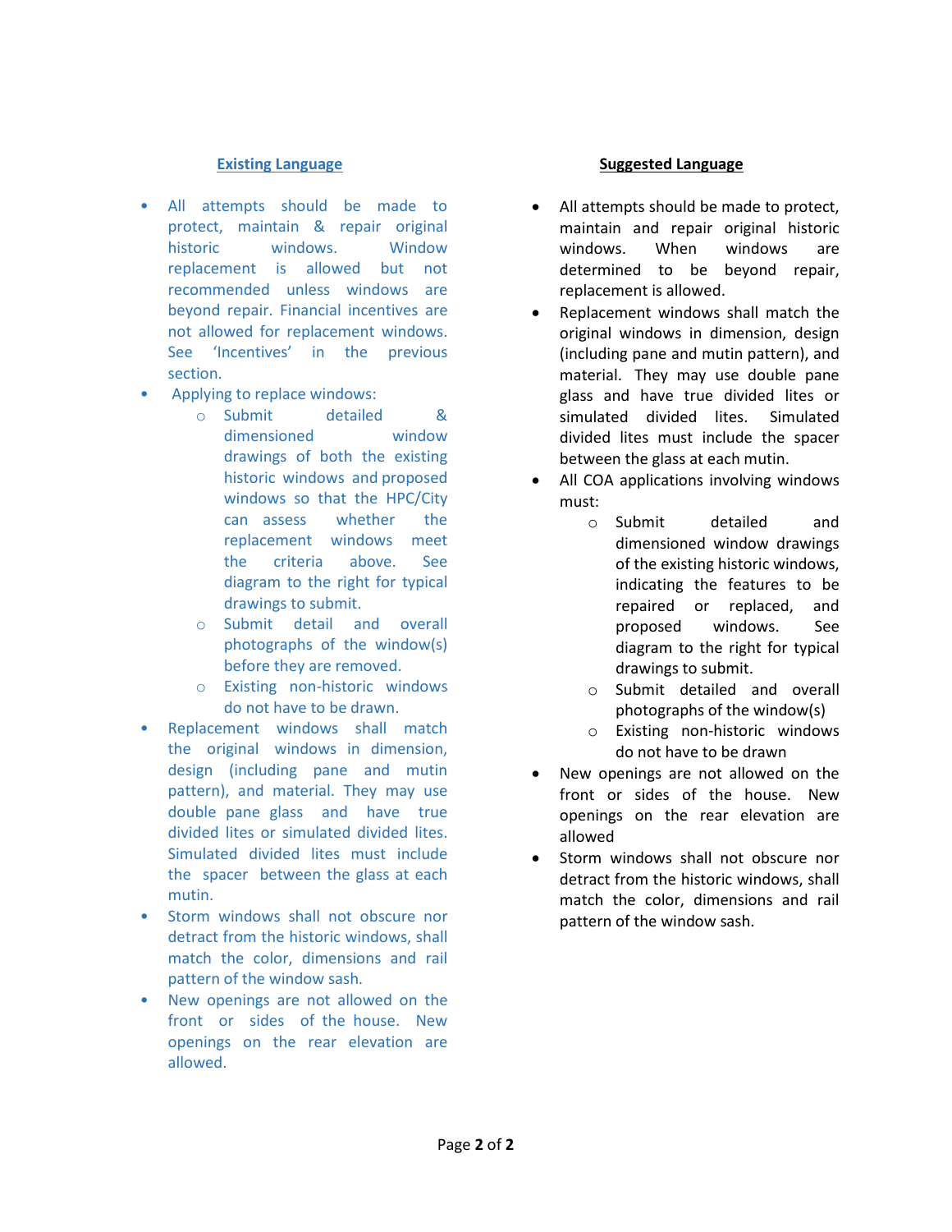## Existing Language

- All attempts should be made to protect, maintain & repair original historic windows. Window replacement is allowed but not recommended unless windows are beyond repair. Financial incentives are not allowed for replacement windows. See 'Incentives' in the previous section.
- Applying to replace windows:
  - Submit detailed & dimensioned window drawings of both the existing historic windows and proposed windows so that the HPC/City can assess whether the replacement windows meet the criteria above. See diagram to the right for typical drawings to submit.
  - Submit detail and overall photographs of the window(s) before they are removed.
  - Existing non-historic windows do not have to be drawn.
- Replacement windows shall match the original windows in dimension, design (including pane and mutin pattern), and material. They may use double pane glass and have true divided lites or simulated divided lites. Simulated divided lites must include the spacer between the glass at each mutin.
- Storm windows shall not obscure nor detract from the historic windows, shall match the color, dimensions and rail pattern of the window sash.
- New openings are not allowed on the front or sides of the house. New openings on the rear elevation are allowed.

## Suggested Language

- All attempts should be made to protect, maintain and repair original historic windows. When windows are determined to be beyond repair, replacement is allowed.
- Replacement windows shall match the original windows in dimension, design (including pane and mutin pattern), and material. They may use double pane glass and have true divided lites or simulated divided lites. Simulated divided lites must include the spacer between the glass at each mutin.
- All COA applications involving windows must:
  - Submit detailed and dimensioned window drawings of the existing historic windows, indicating the features to be repaired or replaced, and proposed windows. See diagram to the right for typical drawings to submit.
  - Submit detailed and overall photographs of the window(s)
  - Existing non-historic windows do not have to be drawn
- New openings are not allowed on the front or sides of the house. New openings on the rear elevation are allowed
- Storm windows shall not obscure nor detract from the historic windows, shall match the color, dimensions and rail pattern of the window sash.